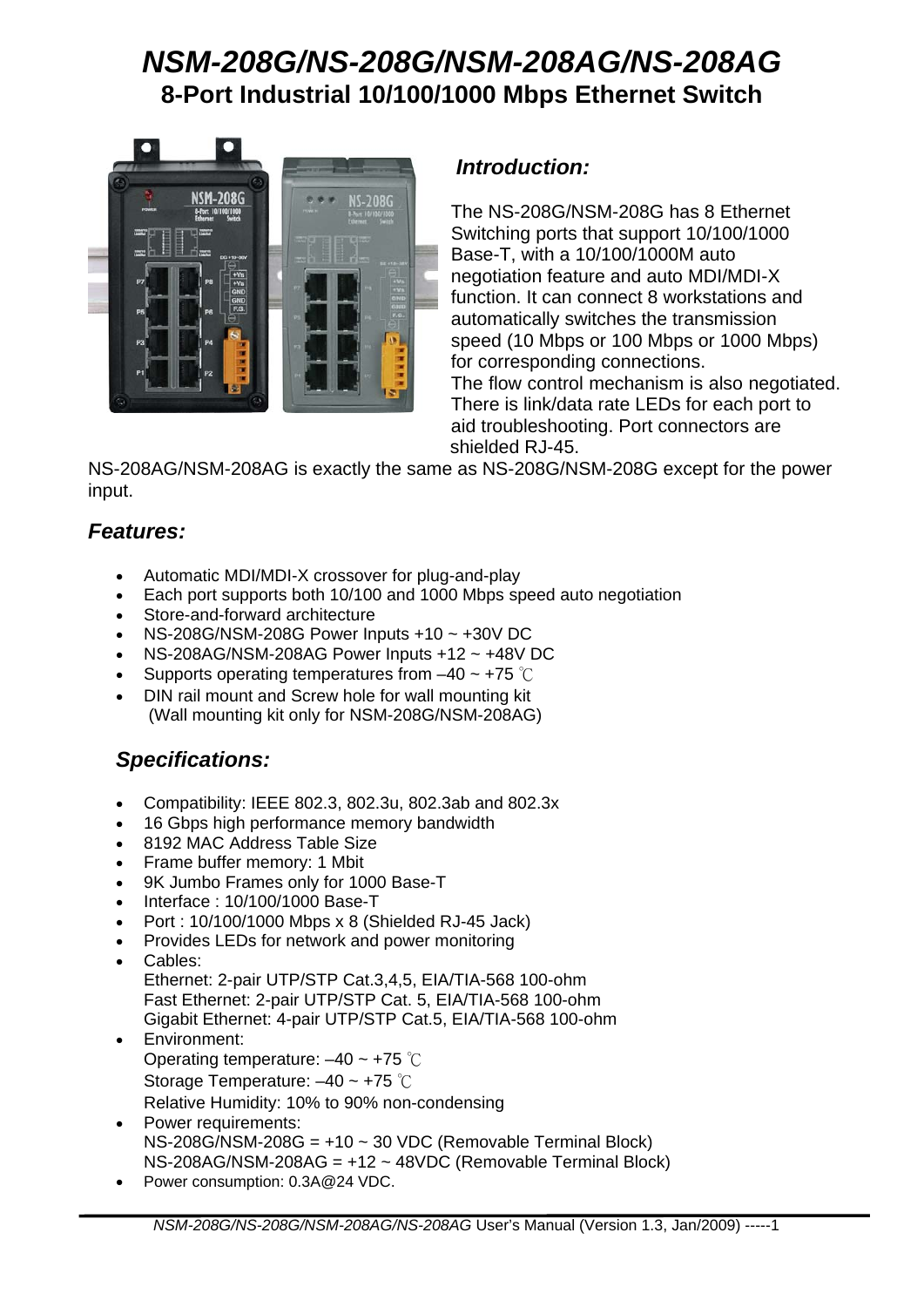# NSM-208G/NS-208G/NSM-208AG/NS-208AG

## 8-Port Industrial 10/100/1000 Mbps Ethernet Switch

### Introduction:

The NS-208G/NSM-208G has 8 Ethernet Switching ports that support 10/100/1000 Base-T, with a 10/100/1000M auto negotiation feature and auto MDI/MDI-X function. It can connect 8 workstations and automatically switches the transmission speed (10 Mbps or 100 Mbps or 1000 Mbps) for corresponding connections.
The flow control mechanism is also negotiated. There is link/data rate LEDs for each port to aid troubleshooting. Port connectors are shielded RJ-45.

NS-208AG/NSM-208AG is exactly the same as NS-208G/NSM-208G except for the power input.

### Features:

- Automatic MDI/MDI-X crossover for plug-and-play
- Each port supports both 10/100 and 1000 Mbps speed auto negotiation
- Store-and-forward architecture
- NS-208G/NSM-208G Power Inputs +10 ~ +30V DC
- NS-208AG/NSM-208AG Power Inputs +12 ~ +48V DC
- Supports operating temperatures from –40 ~ +75 ℃
- DIN rail mount and Screw hole for wall mounting kit
  (Wall mounting kit only for NSM-208G/NSM-208AG)

### Specifications:

- Compatibility: IEEE 802.3, 802.3u, 802.3ab and 802.3x
- 16 Gbps high performance memory bandwidth
- 8192 MAC Address Table Size
- Frame buffer memory: 1 Mbit
- 9K Jumbo Frames only for 1000 Base-T
- Interface : 10/100/1000 Base-T
- Port : 10/100/1000 Mbps x 8 (Shielded RJ-45 Jack)
- Provides LEDs for network and power monitoring
- Cables:
  Ethernet: 2-pair UTP/STP Cat.3,4,5, EIA/TIA-568 100-ohm
  Fast Ethernet: 2-pair UTP/STP Cat. 5, EIA/TIA-568 100-ohm
  Gigabit Ethernet: 4-pair UTP/STP Cat.5, EIA/TIA-568 100-ohm
- Environment:
  Operating temperature: –40 ~ +75 ℃
  Storage Temperature: –40 ~ +75 ℃
  Relative Humidity: 10% to 90% non-condensing
- Power requirements:
  NS-208G/NSM-208G = +10 ~ 30 VDC (Removable Terminal Block)
  NS-208AG/NSM-208AG = +12 ~ 48VDC (Removable Terminal Block)
- Power consumption: 0.3A@24 VDC.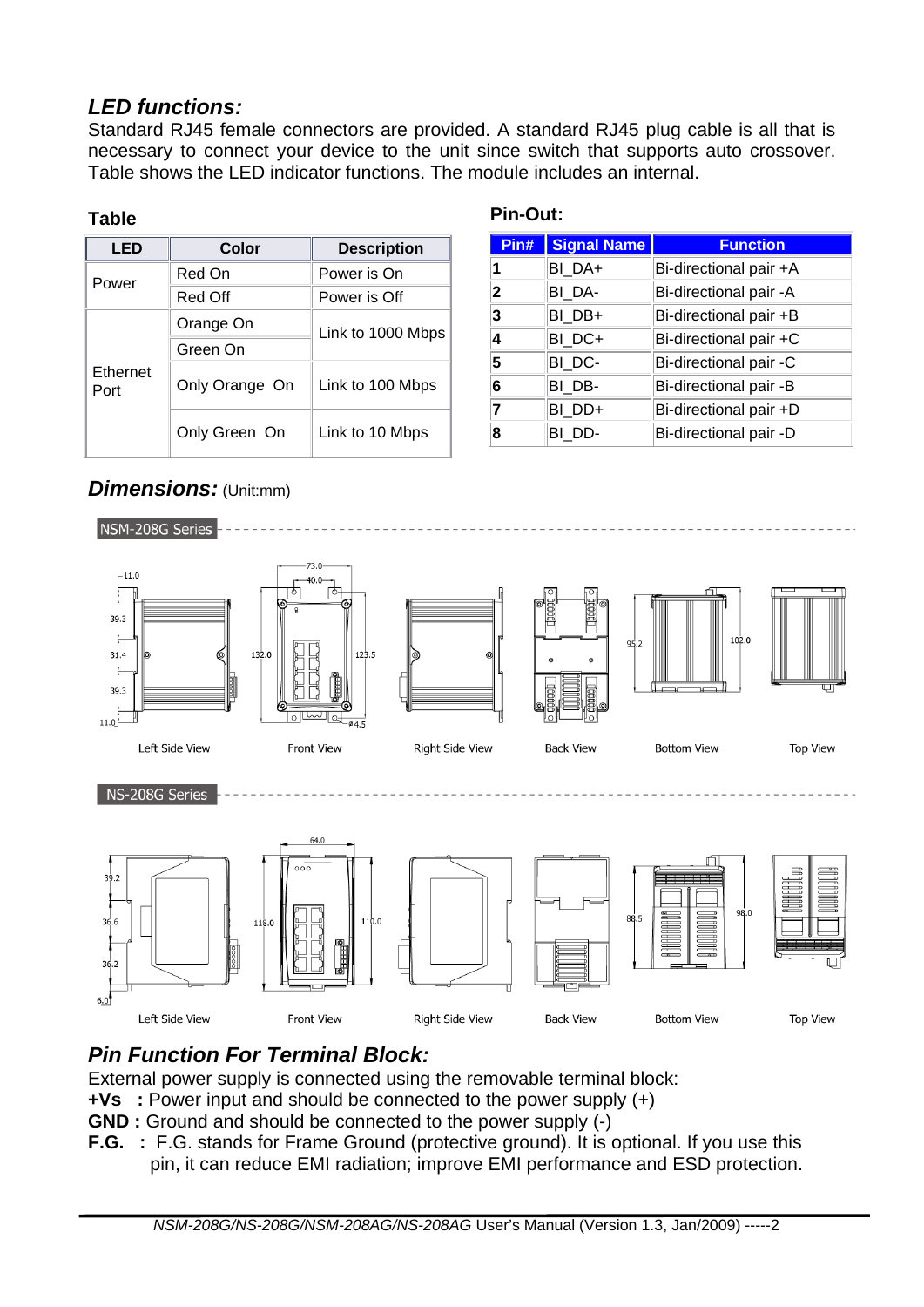## *LED functions:*

Standard RJ45 female connectors are provided. A standard RJ45 plug cable is all that is necessary to connect your device to the unit since switch that supports auto crossover. Table shows the LED indicator functions. The module includes an internal.

**Table**

| LED | Color | Description |
|---|---|---|
| Power | Red On | Power is On |
| | Red Off | Power is Off |
| Ethernet Port | Orange On | Link to 1000 Mbps |
| | Green On | |
| | Only Orange On | Link to 100 Mbps |
| | Only Green On | Link to 10 Mbps |

**Pin-Out:**

| Pin# | Signal Name | Function |
|---|---|---|
| 1 | BI_DA+ | Bi-directional pair +A |
| 2 | BI_DA- | Bi-directional pair -A |
| 3 | BI_DB+ | Bi-directional pair +B |
| 4 | BI_DC+ | Bi-directional pair +C |
| 5 | BI_DC- | Bi-directional pair -C |
| 6 | BI_DB- | Bi-directional pair -B |
| 7 | BI_DD+ | Bi-directional pair +D |
| 8 | BI_DD- | Bi-directional pair -D |

## *Dimensions:* (Unit:mm)

NSM-208G Series

11.0
39.3
31.4
39.3
11.0
73.0
40.0
132.0
123.5
ø4.5
95.2
102.0

Left Side View    Front View    Right Side View    Back View    Bottom View    Top View

NS-208G Series

39.2
36.6
36.2
6.0
64.0
118.0
110.0
88.5
98.0

Left Side View    Front View    Right Side View    Back View    Bottom View    Top View

## *Pin Function For Terminal Block:*

External power supply is connected using the removable terminal block:

**+Vs :** Power input and should be connected to the power supply (+)

**GND :** Ground and should be connected to the power supply (-)

**F.G. :** F.G. stands for Frame Ground (protective ground). It is optional. If you use this pin, it can reduce EMI radiation; improve EMI performance and ESD protection.